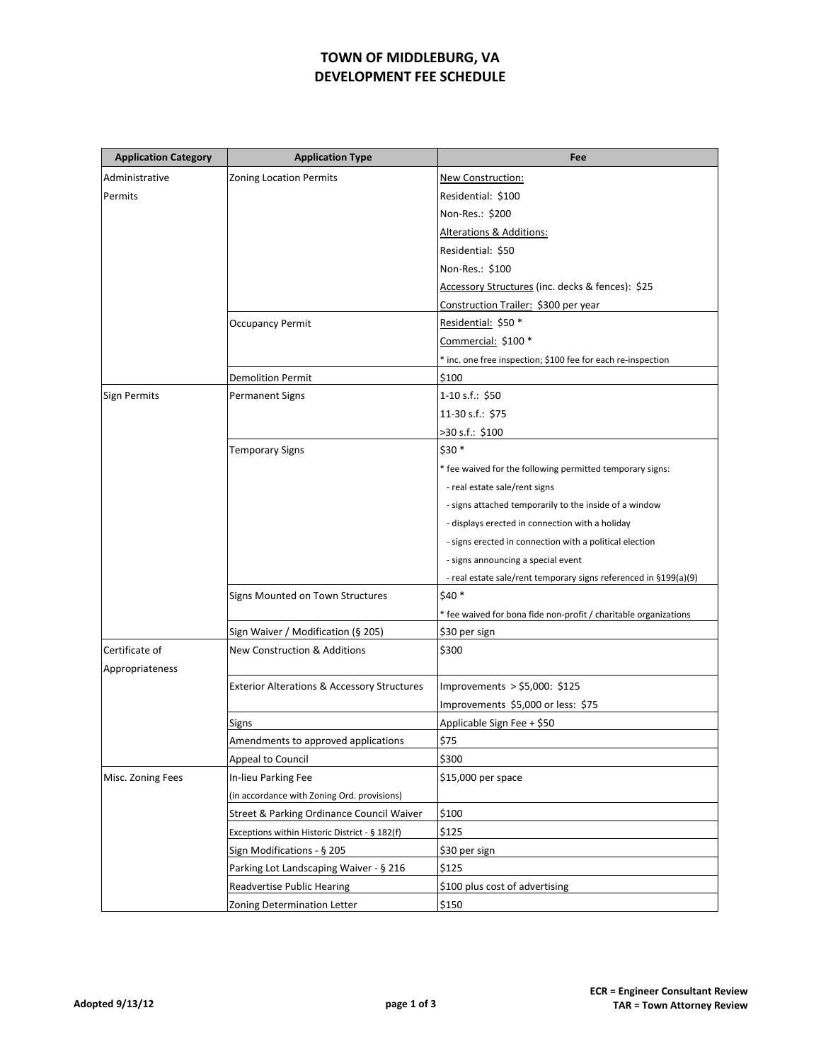# TOWN OF MIDDLEBURG, VA
# DEVELOPMENT FEE SCHEDULE

| Application Category | Application Type | Fee |
|---|---|---|
| Administrative Permits | Zoning Location Permits | New Construction:<br>Residential: $100<br>Non-Res.: $200<br>Alterations & Additions:<br>Residential: $50<br>Non-Res.: $100<br>Accessory Structures (inc. decks & fences): $25<br>Construction Trailer: $300 per year |
| | Occupancy Permit | Residential: $50 *<br>Commercial: $100 *<br>* inc. one free inspection; $100 fee for each re-inspection |
| | Demolition Permit | $100 |
| Sign Permits | Permanent Signs | 1-10 s.f.: $50<br>11-30 s.f.: $75<br>>30 s.f.: $100 |
| | Temporary Signs | $30 *<br>* fee waived for the following permitted temporary signs:<br>- real estate sale/rent signs<br>- signs attached temporarily to the inside of a window<br>- displays erected in connection with a holiday<br>- signs erected in connection with a political election<br>- signs announcing a special event<br>- real estate sale/rent temporary signs referenced in §199(a)(9) |
| | Signs Mounted on Town Structures | $40 *<br>* fee waived for bona fide non-profit / charitable organizations |
| | Sign Waiver / Modification (§ 205) | $30 per sign |
| Certificate of Appropriateness | New Construction & Additions | $300 |
| | Exterior Alterations & Accessory Structures | Improvements > $5,000: $125<br>Improvements $5,000 or less: $75 |
| | Signs | Applicable Sign Fee + $50 |
| | Amendments to approved applications | $75 |
| | Appeal to Council | $300 |
| Misc. Zoning Fees | In-lieu Parking Fee<br>(in accordance with Zoning Ord. provisions) | $15,000 per space |
| | Street & Parking Ordinance Council Waiver | $100 |
| | Exceptions within Historic District - § 182(f) | $125 |
| | Sign Modifications - § 205 | $30 per sign |
| | Parking Lot Landscaping Waiver - § 216 | $125 |
| | Readvertise Public Hearing | $100 plus cost of advertising |
| | Zoning Determination Letter | $150 |

Adopted 9/13/12

ECR = Engineer Consultant Review
TAR = Town Attorney Review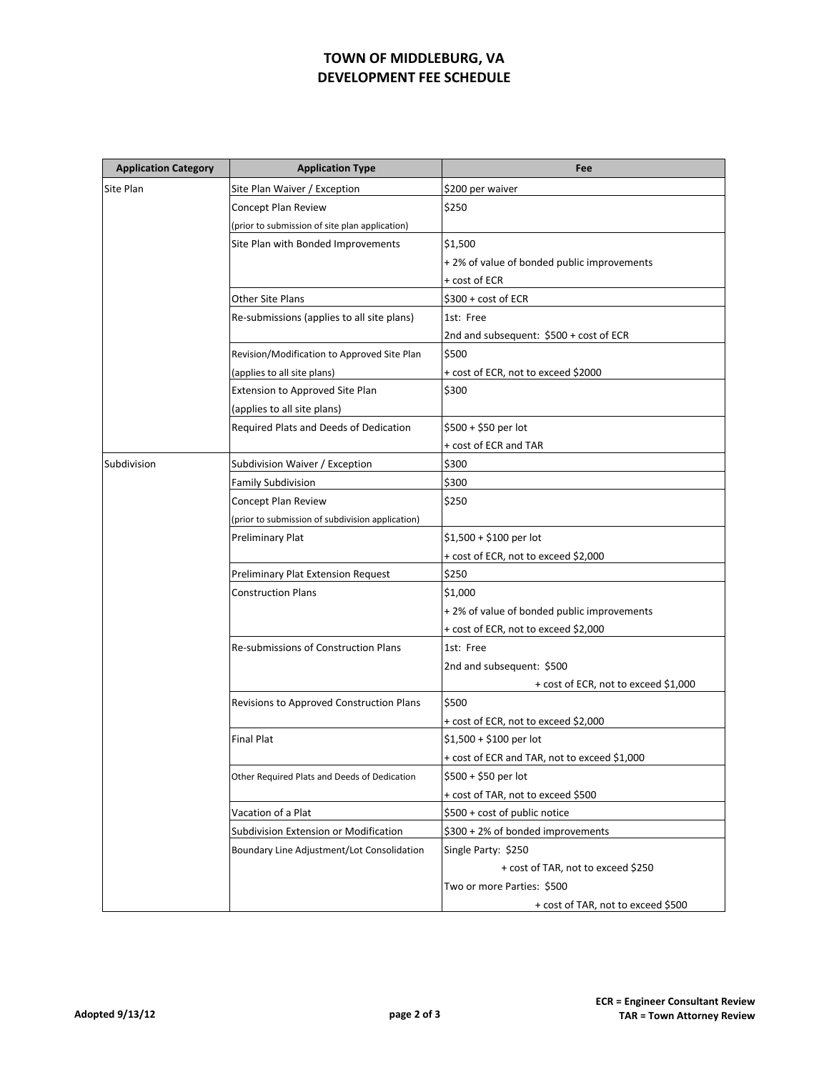# TOWN OF MIDDLEBURG, VA
## DEVELOPMENT FEE SCHEDULE

| Application Category | Application Type | Fee |
|---|---|---|
| Site Plan | Site Plan Waiver / Exception | $200 per waiver |
| | Concept Plan Review (prior to submission of site plan application) | $250 |
| | Site Plan with Bonded Improvements | $1,500 + 2% of value of bonded public improvements + cost of ECR |
| | Other Site Plans | $300 + cost of ECR |
| | Re-submissions (applies to all site plans) | 1st: Free<br>2nd and subsequent: $500 + cost of ECR |
| | Revision/Modification to Approved Site Plan (applies to all site plans) | $500 + cost of ECR, not to exceed $2000 |
| | Extension to Approved Site Plan (applies to all site plans) | $300 |
| | Required Plats and Deeds of Dedication | $500 + $50 per lot + cost of ECR and TAR |
| Subdivision | Subdivision Waiver / Exception | $300 |
| | Family Subdivision | $300 |
| | Concept Plan Review (prior to submission of subdivision application) | $250 |
| | Preliminary Plat | $1,500 + $100 per lot + cost of ECR, not to exceed $2,000 |
| | Preliminary Plat Extension Request | $250 |
| | Construction Plans | $1,000 + 2% of value of bonded public improvements + cost of ECR, not to exceed $2,000 |
| | Re-submissions of Construction Plans | 1st: Free<br>2nd and subsequent: $500 + cost of ECR, not to exceed $1,000 |
| | Revisions to Approved Construction Plans | $500 + cost of ECR, not to exceed $2,000 |
| | Final Plat | $1,500 + $100 per lot + cost of ECR and TAR, not to exceed $1,000 |
| | Other Required Plats and Deeds of Dedication | $500 + $50 per lot + cost of TAR, not to exceed $500 |
| | Vacation of a Plat | $500 + cost of public notice |
| | Subdivision Extension or Modification | $300 + 2% of bonded improvements |
| | Boundary Line Adjustment/Lot Consolidation | Single Party: $250 + cost of TAR, not to exceed $250<br>Two or more Parties: $500 + cost of TAR, not to exceed $500 |

Adopted 9/13/12

**ECR = Engineer Consultant Review**
**TAR = Town Attorney Review**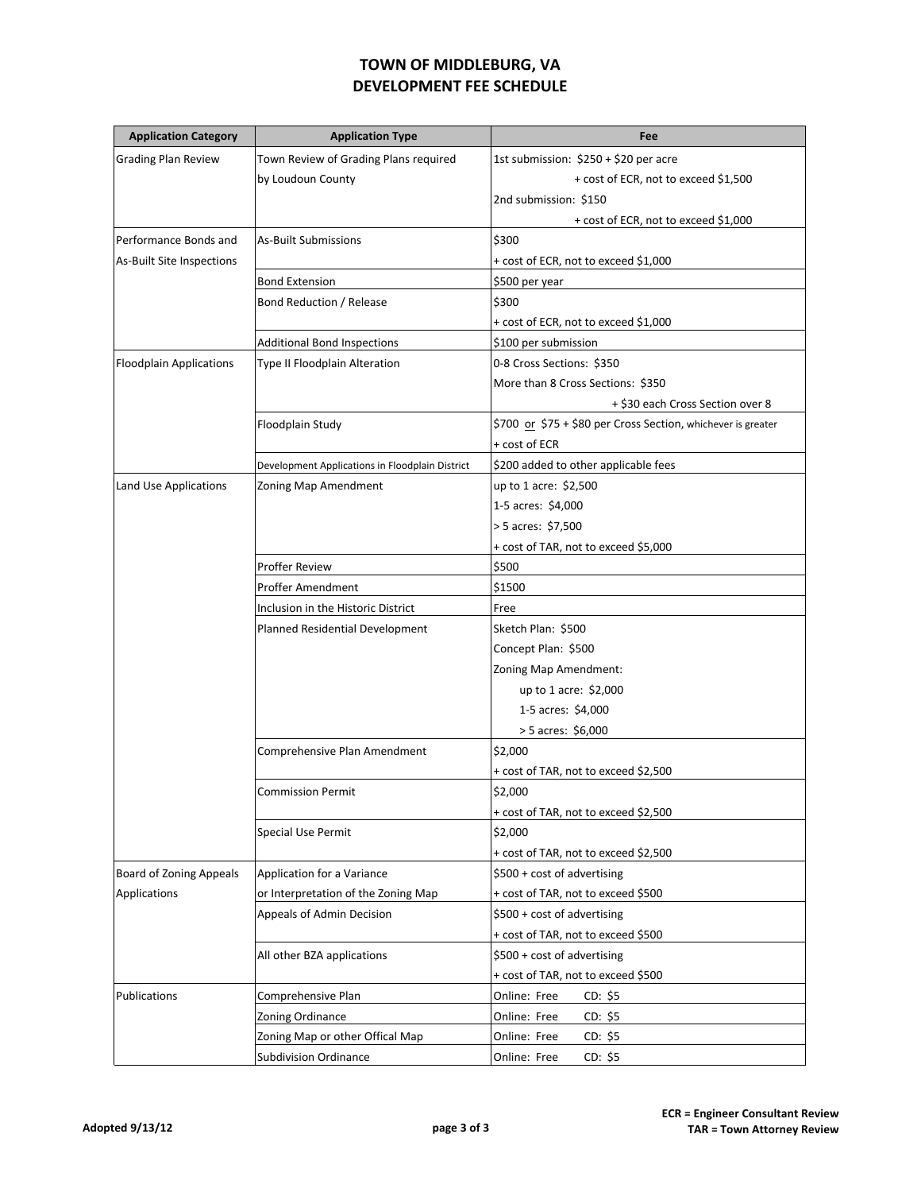# TOWN OF MIDDLEBURG, VA
## DEVELOPMENT FEE SCHEDULE

| Application Category | Application Type | Fee |
|---|---|---|
| Grading Plan Review | Town Review of Grading Plans required by Loudoun County | 1st submission: $250 + $20 per acre + cost of ECR, not to exceed $1,500<br>2nd submission: $150 + cost of ECR, not to exceed $1,000 |
| Performance Bonds and As-Built Site Inspections | As-Built Submissions | $300 + cost of ECR, not to exceed $1,000 |
| | Bond Extension | $500 per year |
| | Bond Reduction / Release | $300 + cost of ECR, not to exceed $1,000 |
| | Additional Bond Inspections | $100 per submission |
| Floodplain Applications | Type II Floodplain Alteration | 0-8 Cross Sections: $350<br>More than 8 Cross Sections: $350 + $30 each Cross Section over 8 |
| | Floodplain Study | $700 or $75 + $80 per Cross Section, whichever is greater + cost of ECR |
| | Development Applications in Floodplain District | $200 added to other applicable fees |
| Land Use Applications | Zoning Map Amendment | up to 1 acre: $2,500<br>1-5 acres: $4,000<br>> 5 acres: $7,500<br>+ cost of TAR, not to exceed $5,000 |
| | Proffer Review | $500 |
| | Proffer Amendment | $1500 |
| | Inclusion in the Historic District | Free |
| | Planned Residential Development | Sketch Plan: $500<br>Concept Plan: $500<br>Zoning Map Amendment:<br>up to 1 acre: $2,000<br>1-5 acres: $4,000<br>> 5 acres: $6,000 |
| | Comprehensive Plan Amendment | $2,000 + cost of TAR, not to exceed $2,500 |
| | Commission Permit | $2,000 + cost of TAR, not to exceed $2,500 |
| | Special Use Permit | $2,000 + cost of TAR, not to exceed $2,500 |
| Board of Zoning Appeals Applications | Application for a Variance or Interpretation of the Zoning Map | $500 + cost of advertising + cost of TAR, not to exceed $500 |
| | Appeals of Admin Decision | $500 + cost of advertising + cost of TAR, not to exceed $500 |
| | All other BZA applications | $500 + cost of advertising + cost of TAR, not to exceed $500 |
| Publications | Comprehensive Plan | Online: Free CD: $5 |
| | Zoning Ordinance | Online: Free CD: $5 |
| | Zoning Map or other Offical Map | Online: Free CD: $5 |
| | Subdivision Ordinance | Online: Free CD: $5 |

Adopted 9/13/12

**ECR = Engineer Consultant Review**
**TAR = Town Attorney Review**